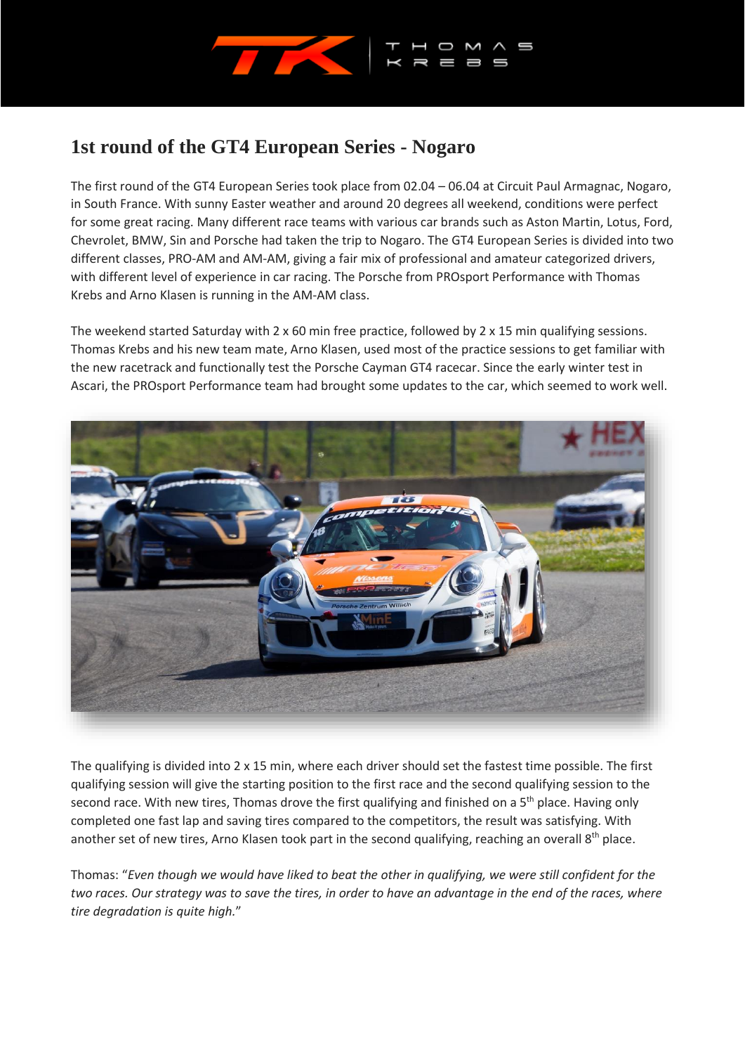# 1st round of the GT4 European Series - Nogaro

The first round of the GT4 European Series took place from 02.04 – 06.04 at Circuit Paul Armagnac, Nogaro, in South France. With sunny Easter weather and around 20 degrees all weekend, conditions were perfect for some great racing. Many different race teams with various car brands such as Aston Martin, Lotus, Ford, Chevrolet, BMW, Sin and Porsche had taken the trip to Nogaro. The GT4 European Series is divided into two different classes, PRO-AM and AM-AM, giving a fair mix of professional and amateur categorized drivers, with different level of experience in car racing. The Porsche from PROsport Performance with Thomas Krebs and Arno Klasen is running in the AM-AM class.

The weekend started Saturday with 2 x 60 min free practice, followed by 2 x 15 min qualifying sessions. Thomas Krebs and his new team mate, Arno Klasen, used most of the practice sessions to get familiar with the new racetrack and functionally test the Porsche Cayman GT4 racecar. Since the early winter test in Ascari, the PROsport Performance team had brought some updates to the car, which seemed to work well.

The qualifying is divided into 2 x 15 min, where each driver should set the fastest time possible. The first qualifying session will give the starting position to the first race and the second qualifying session to the second race. With new tires, Thomas drove the first qualifying and finished on a 5th place. Having only completed one fast lap and saving tires compared to the competitors, the result was satisfying. With another set of new tires, Arno Klasen took part in the second qualifying, reaching an overall 8th place.

Thomas: "*Even though we would have liked to beat the other in qualifying, we were still confident for the two races. Our strategy was to save the tires, in order to have an advantage in the end of the races, where tire degradation is quite high.*"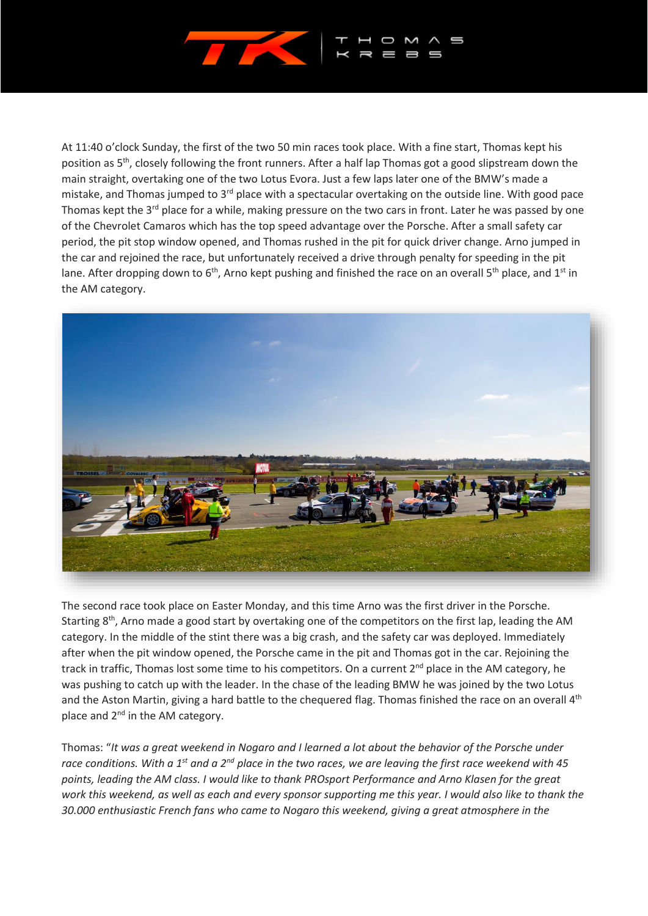At 11:40 o'clock Sunday, the first of the two 50 min races took place. With a fine start, Thomas kept his position as 5th, closely following the front runners. After a half lap Thomas got a good slipstream down the main straight, overtaking one of the two Lotus Evora. Just a few laps later one of the BMW's made a mistake, and Thomas jumped to 3rd place with a spectacular overtaking on the outside line. With good pace Thomas kept the 3rd place for a while, making pressure on the two cars in front. Later he was passed by one of the Chevrolet Camaros which has the top speed advantage over the Porsche. After a small safety car period, the pit stop window opened, and Thomas rushed in the pit for quick driver change. Arno jumped in the car and rejoined the race, but unfortunately received a drive through penalty for speeding in the pit lane. After dropping down to 6th, Arno kept pushing and finished the race on an overall 5th place, and 1st in the AM category.

The second race took place on Easter Monday, and this time Arno was the first driver in the Porsche. Starting 8th, Arno made a good start by overtaking one of the competitors on the first lap, leading the AM category. In the middle of the stint there was a big crash, and the safety car was deployed. Immediately after when the pit window opened, the Porsche came in the pit and Thomas got in the car. Rejoining the track in traffic, Thomas lost some time to his competitors. On a current 2nd place in the AM category, he was pushing to catch up with the leader. In the chase of the leading BMW he was joined by the two Lotus and the Aston Martin, giving a hard battle to the chequered flag. Thomas finished the race on an overall 4th place and 2nd in the AM category.

Thomas: "*It was a great weekend in Nogaro and I learned a lot about the behavior of the Porsche under race conditions. With a 1st and a 2nd place in the two races, we are leaving the first race weekend with 45 points, leading the AM class. I would like to thank PROsport Performance and Arno Klasen for the great work this weekend, as well as each and every sponsor supporting me this year. I would also like to thank the 30.000 enthusiastic French fans who came to Nogaro this weekend, giving a great atmosphere in the*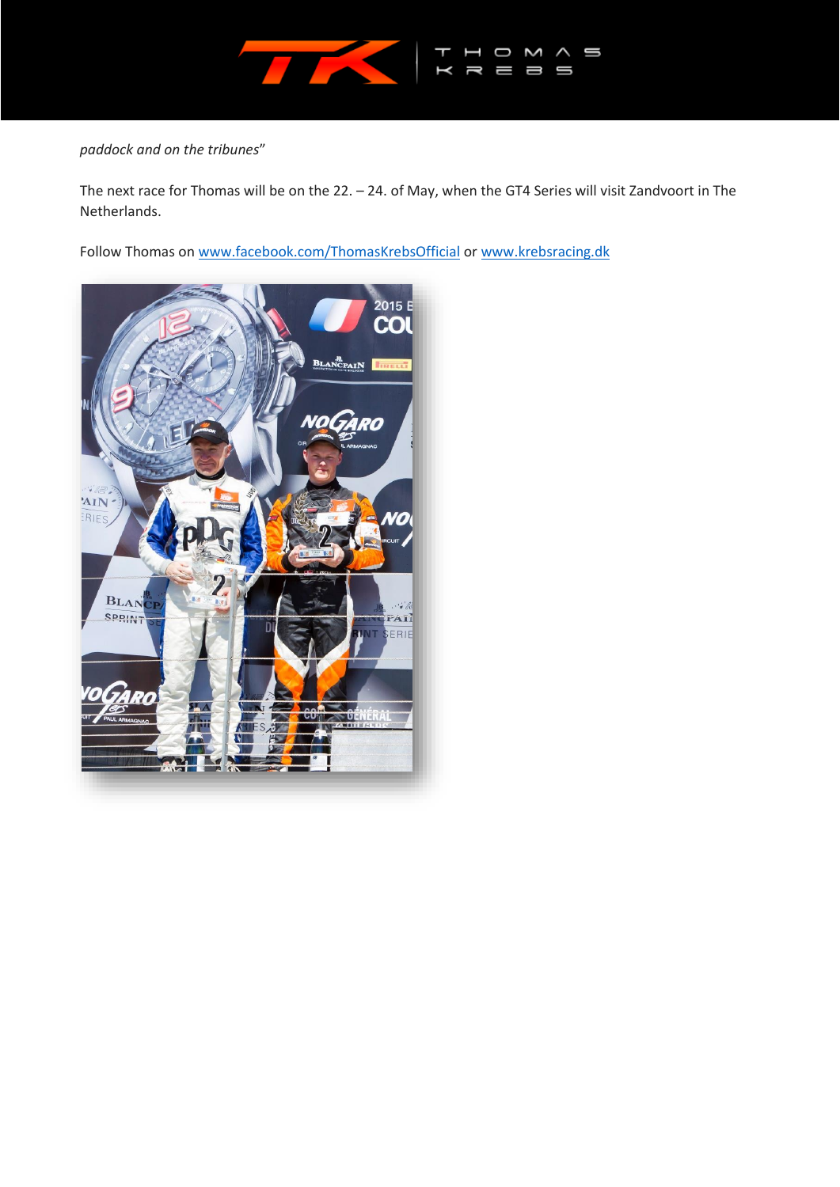*paddock and on the tribunes*"

The next race for Thomas will be on the 22. – 24. of May, when the GT4 Series will visit Zandvoort in The Netherlands.

Follow Thomas on www.facebook.com/ThomasKrebsOfficial or www.krebsracing.dk